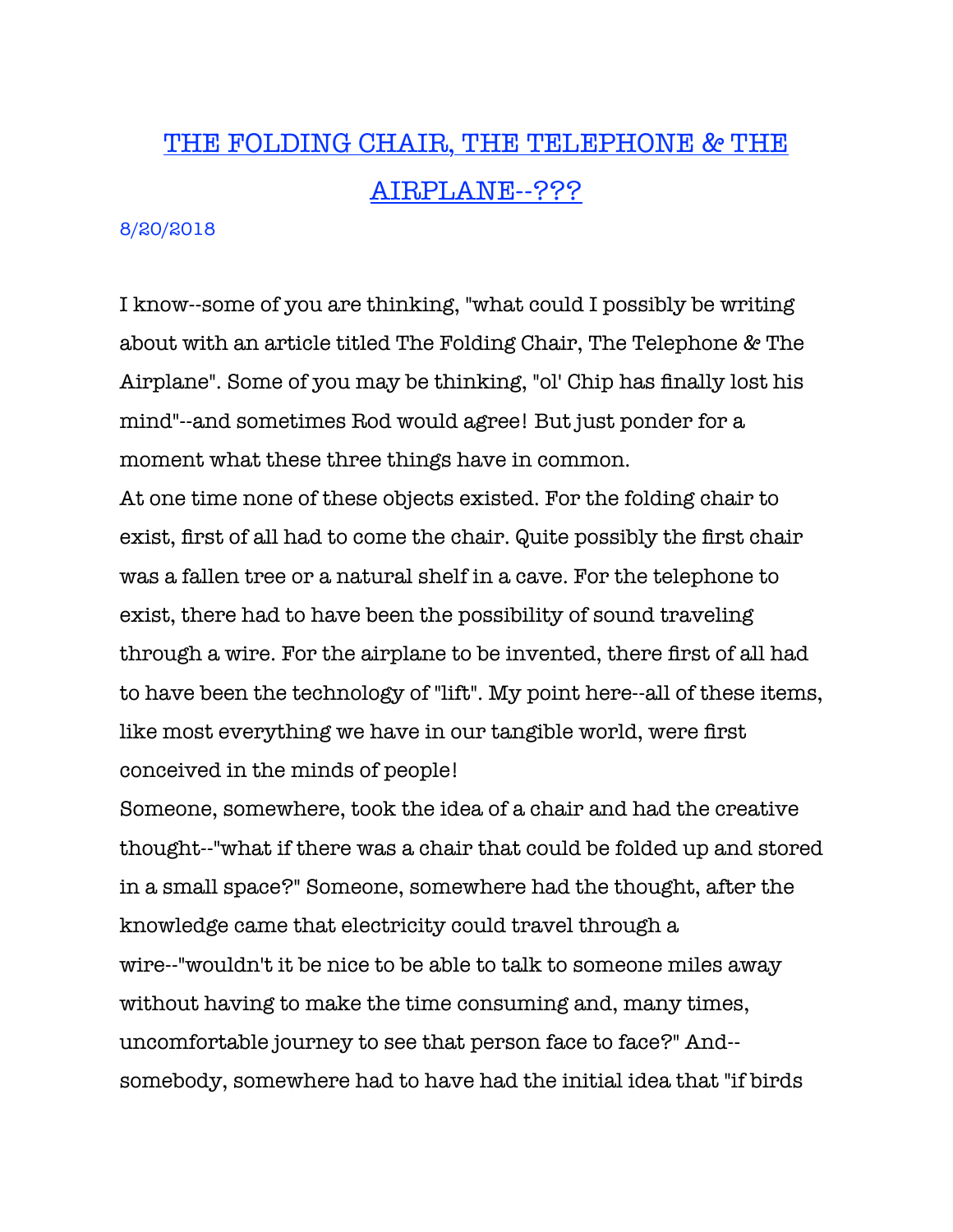# THE FOLDING CHAIR, THE TELEPHONE & THE AIRPLANE--???

8/20/2018

I know--some of you are thinking, "what could I possibly be writing about with an article titled The Folding Chair, The Telephone & The Airplane". Some of you may be thinking, "ol' Chip has finally lost his mind"--and sometimes Rod would agree! But just ponder for a moment what these three things have in common.

At one time none of these objects existed. For the folding chair to exist, first of all had to come the chair. Quite possibly the first chair was a fallen tree or a natural shelf in a cave. For the telephone to exist, there had to have been the possibility of sound traveling through a wire. For the airplane to be invented, there first of all had to have been the technology of "lift". My point here--all of these items, like most everything we have in our tangible world, were first conceived in the minds of people!

Someone, somewhere, took the idea of a chair and had the creative thought--"what if there was a chair that could be folded up and stored in a small space?" Someone, somewhere had the thought, after the knowledge came that electricity could travel through a wire--"wouldn't it be nice to be able to talk to someone miles away without having to make the time consuming and, many times, uncomfortable journey to see that person face to face?" And--somebody, somewhere had to have had the initial idea that "if birds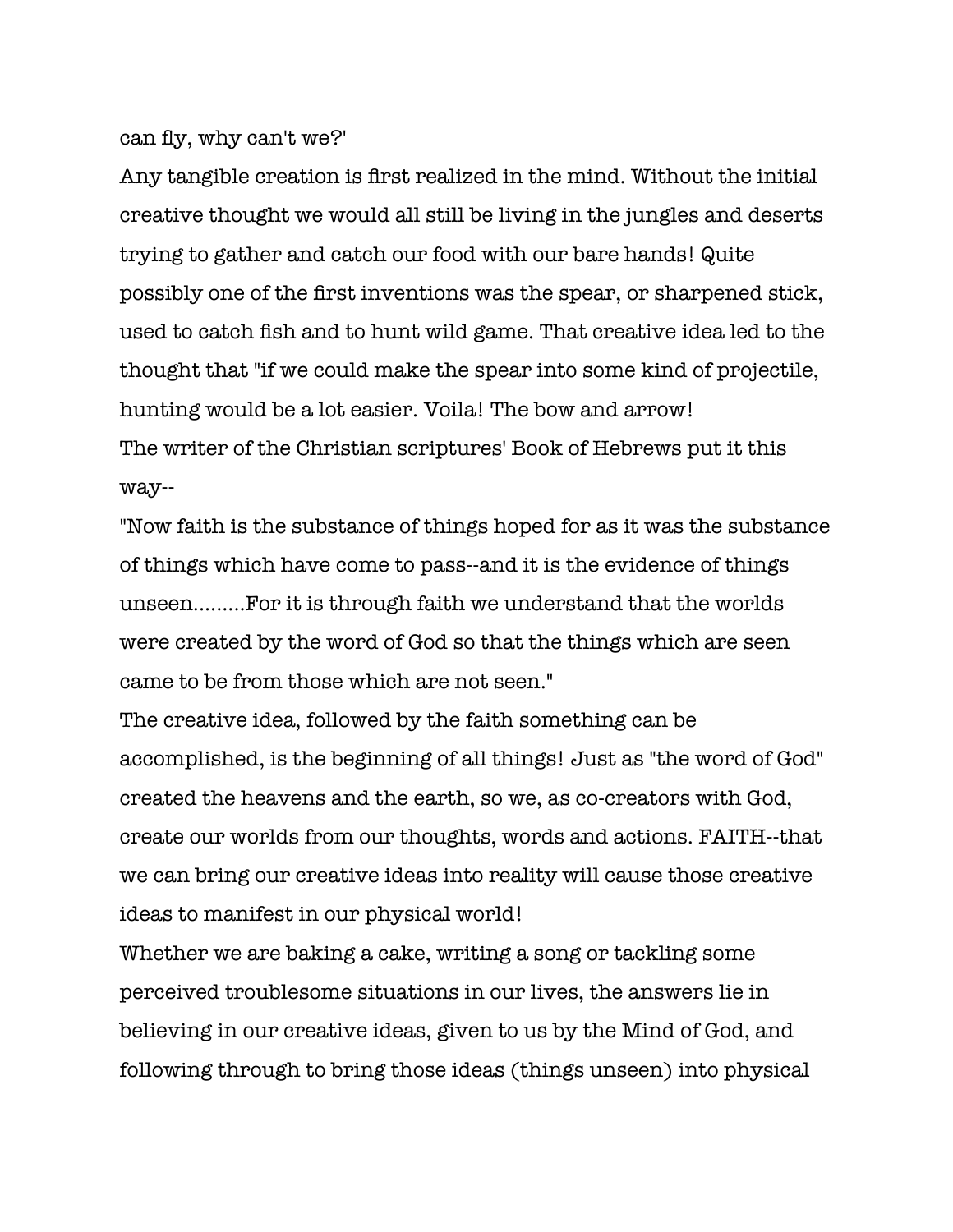can fly, why can't we?'

Any tangible creation is first realized in the mind. Without the initial creative thought we would all still be living in the jungles and deserts trying to gather and catch our food with our bare hands! Quite possibly one of the first inventions was the spear, or sharpened stick, used to catch fish and to hunt wild game. That creative idea led to the thought that "if we could make the spear into some kind of projectile, hunting would be a lot easier. Voila! The bow and arrow!

The writer of the Christian scriptures' Book of Hebrews put it this way--

"Now faith is the substance of things hoped for as it was the substance of things which have come to pass--and it is the evidence of things unseen.........For it is through faith we understand that the worlds were created by the word of God so that the things which are seen came to be from those which are not seen."

The creative idea, followed by the faith something can be accomplished, is the beginning of all things! Just as "the word of God" created the heavens and the earth, so we, as co-creators with God, create our worlds from our thoughts, words and actions. FAITH--that we can bring our creative ideas into reality will cause those creative ideas to manifest in our physical world!

Whether we are baking a cake, writing a song or tackling some perceived troublesome situations in our lives, the answers lie in believing in our creative ideas, given to us by the Mind of God, and following through to bring those ideas (things unseen) into physical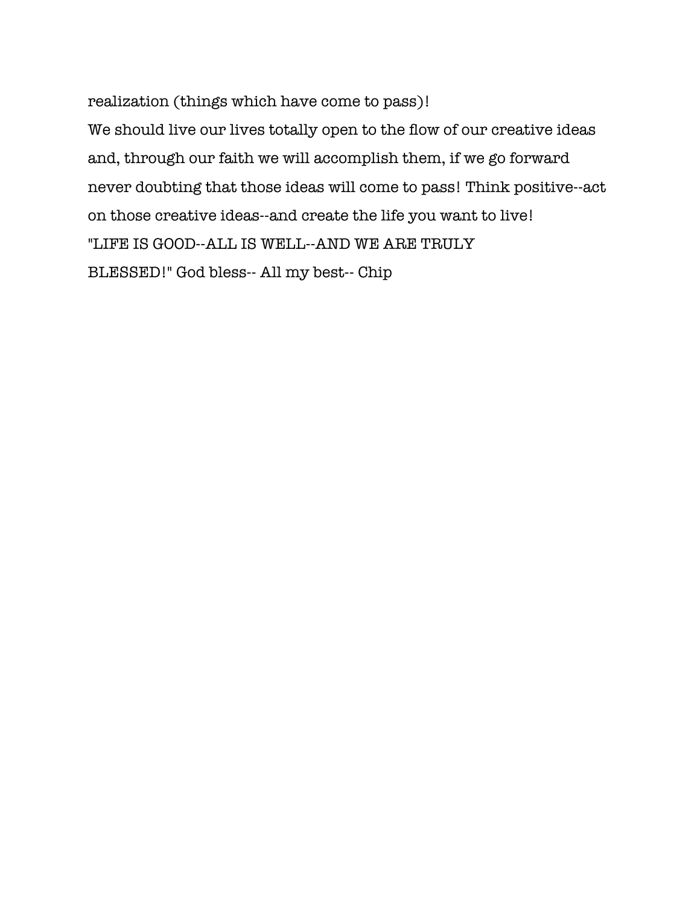realization (things which have come to pass)!

We should live our lives totally open to the flow of our creative ideas and, through our faith we will accomplish them, if we go forward never doubting that those ideas will come to pass! Think positive--act on those creative ideas--and create the life you want to live!

"LIFE IS GOOD--ALL IS WELL--AND WE ARE TRULY BLESSED!" God bless-- All my best-- Chip